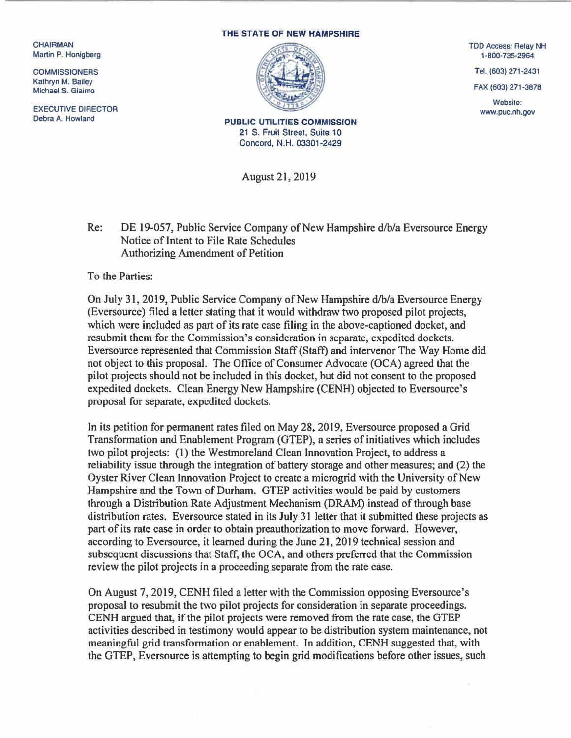CHAIRMAN
Martin P. Honigberg

COMMISSIONERS
Kathryn M. Bailey
Michael S. Giaimo

EXECUTIVE DIRECTOR
Debra A. Howland

**THE STATE OF NEW HAMPSHIRE**

**PUBLIC UTILITIES COMMISSION**
21 S. Fruit Street, Suite 10
Concord, N.H. 03301-2429

TDD Access: Relay NH
1-800-735-2964

Tel. (603) 271-2431

FAX (603) 271-3878

Website:
www.puc.nh.gov

August 21, 2019

Re: DE 19-057, Public Service Company of New Hampshire d/b/a Eversource Energy
Notice of Intent to File Rate Schedules
Authorizing Amendment of Petition

To the Parties:

On July 31, 2019, Public Service Company of New Hampshire d/b/a Eversource Energy (Eversource) filed a letter stating that it would withdraw two proposed pilot projects, which were included as part of its rate case filing in the above-captioned docket, and resubmit them for the Commission's consideration in separate, expedited dockets. Eversource represented that Commission Staff (Staff) and intervenor The Way Home did not object to this proposal. The Office of Consumer Advocate (OCA) agreed that the pilot projects should not be included in this docket, but did not consent to the proposed expedited dockets. Clean Energy New Hampshire (CENH) objected to Eversource's proposal for separate, expedited dockets.

In its petition for permanent rates filed on May 28, 2019, Eversource proposed a Grid Transformation and Enablement Program (GTEP), a series of initiatives which includes two pilot projects: (1) the Westmoreland Clean Innovation Project, to address a reliability issue through the integration of battery storage and other measures; and (2) the Oyster River Clean Innovation Project to create a microgrid with the University of New Hampshire and the Town of Durham. GTEP activities would be paid by customers through a Distribution Rate Adjustment Mechanism (DRAM) instead of through base distribution rates. Eversource stated in its July 31 letter that it submitted these projects as part of its rate case in order to obtain preauthorization to move forward. However, according to Eversource, it learned during the June 21, 2019 technical session and subsequent discussions that Staff, the OCA, and others preferred that the Commission review the pilot projects in a proceeding separate from the rate case.

On August 7, 2019, CENH filed a letter with the Commission opposing Eversource's proposal to resubmit the two pilot projects for consideration in separate proceedings. CENH argued that, if the pilot projects were removed from the rate case, the GTEP activities described in testimony would appear to be distribution system maintenance, not meaningful grid transformation or enablement. In addition, CENH suggested that, with the GTEP, Eversource is attempting to begin grid modifications before other issues, such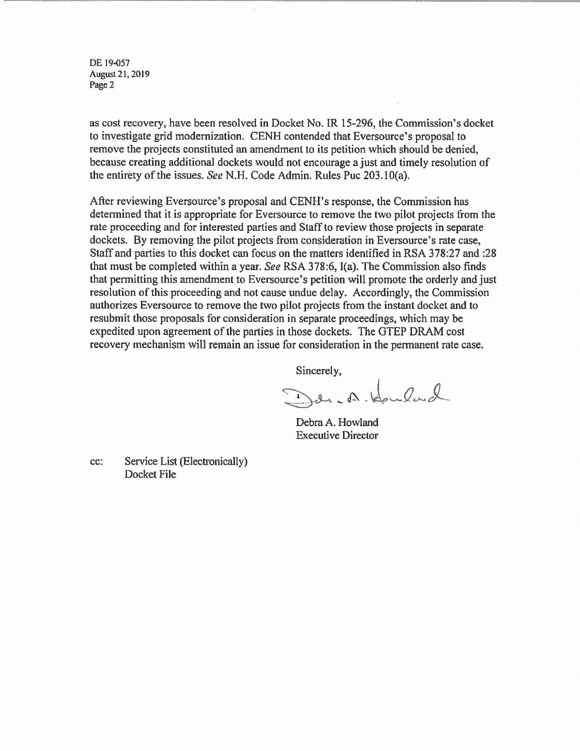as cost recovery, have been resolved in Docket No. IR 15-296, the Commission's docket to investigate grid modernization. CENH contended that Eversource's proposal to remove the projects constituted an amendment to its petition which should be denied, because creating additional dockets would not encourage a just and timely resolution of the entirety of the issues. *See* N.H. Code Admin. Rules Puc 203.10(a).

After reviewing Eversource's proposal and CENH's response, the Commission has determined that it is appropriate for Eversource to remove the two pilot projects from the rate proceeding and for interested parties and Staff to review those projects in separate dockets. By removing the pilot projects from consideration in Eversource's rate case, Staff and parties to this docket can focus on the matters identified in RSA 378:27 and :28 that must be completed within a year. *See* RSA 378:6, I(a). The Commission also finds that permitting this amendment to Eversource's petition will promote the orderly and just resolution of this proceeding and not cause undue delay. Accordingly, the Commission authorizes Eversource to remove the two pilot projects from the instant docket and to resubmit those proposals for consideration in separate proceedings, which may be expedited upon agreement of the parties in those dockets. The GTEP DRAM cost recovery mechanism will remain an issue for consideration in the permanent rate case.

Sincerely,

Debra A. Howland
Executive Director

cc: Service List (Electronically)
Docket File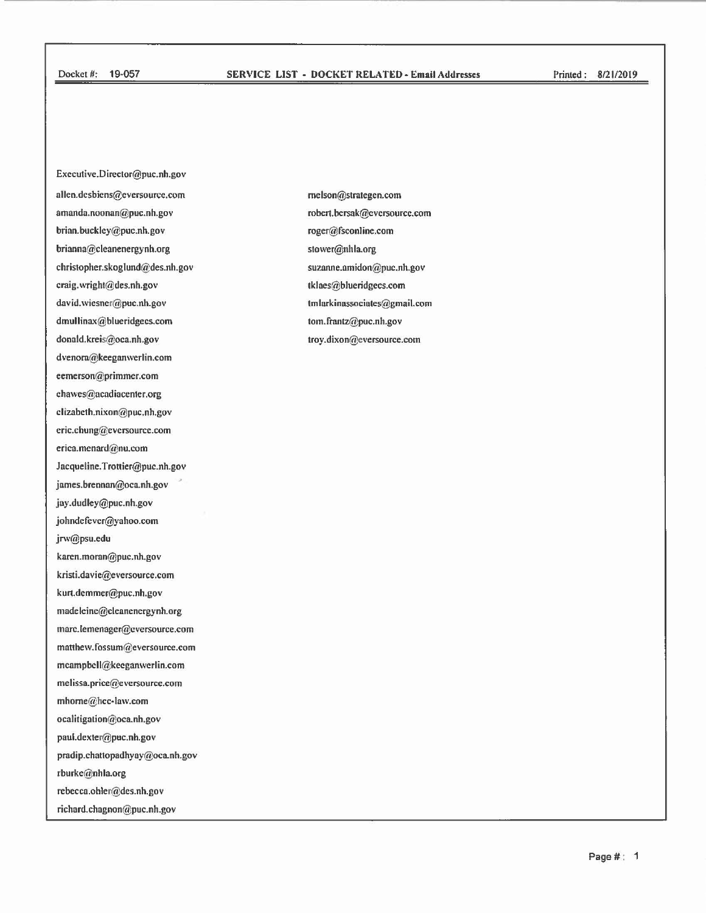Docket #: 19-057 **SERVICE LIST - DOCKET RELATED - Email Addresses** Printed: 8/21/2019

Executive.Director@puc.nh.gov
allen.desbiens@eversource.com
amanda.noonan@puc.nh.gov
brian.buckley@puc.nh.gov
brianna@cleanenergynh.org
christopher.skoglund@des.nh.gov
craig.wright@des.nh.gov
david.wiesner@puc.nh.gov
dmullinax@blueridgecs.com
donald.kreis@oca.nh.gov
dvenora@keeganwerlin.com
eemerson@primmer.com
ehawes@acadiacenter.org
elizabeth.nixon@puc.nh.gov
eric.chung@eversource.com
erica.menard@nu.com
Jacqueline.Trottier@puc.nh.gov
james.brennan@oca.nh.gov
jay.dudley@puc.nh.gov
johndefever@yahoo.com
jrw@psu.edu
karen.moran@puc.nh.gov
kristi.davie@eversource.com
kurt.demmer@puc.nh.gov
madeleine@cleanenergynh.org
marc.lemenager@eversource.com
matthew.fossum@eversource.com
mcampbell@keeganwerlin.com
melissa.price@eversource.com
mhorne@hcc-law.com
ocalitigation@oca.nh.gov
paul.dexter@puc.nh.gov
pradip.chattopadhyay@oca.nh.gov
rburke@nhla.org
rebecca.ohler@des.nh.gov
richard.chagnon@puc.nh.gov
rnelson@strategen.com
robert.bersak@eversource.com
roger@fsconline.com
stower@nhla.org
suzanne.amidon@puc.nh.gov
tklaes@blueridgecs.com
tmlarkinassociates@gmail.com
tom.frantz@puc.nh.gov
troy.dixon@eversource.com